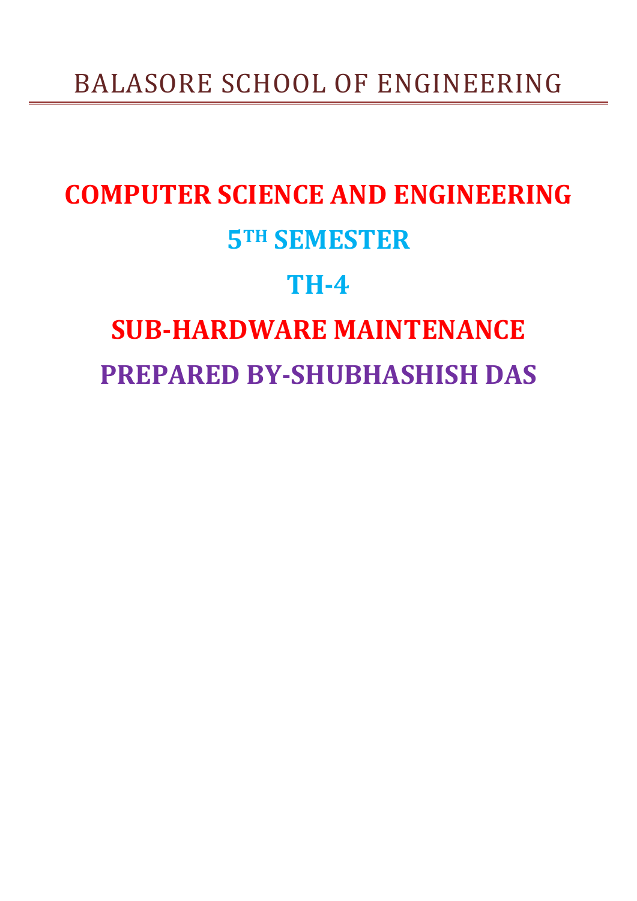BALASORE SCHOOL OF ENGINEERING

# COMPUTER SCIENCE AND ENGINEERING

## 5TH SEMESTER

## TH-4

# SUB-HARDWARE MAINTENANCE

## PREPARED BY-SHUBHASHISH DAS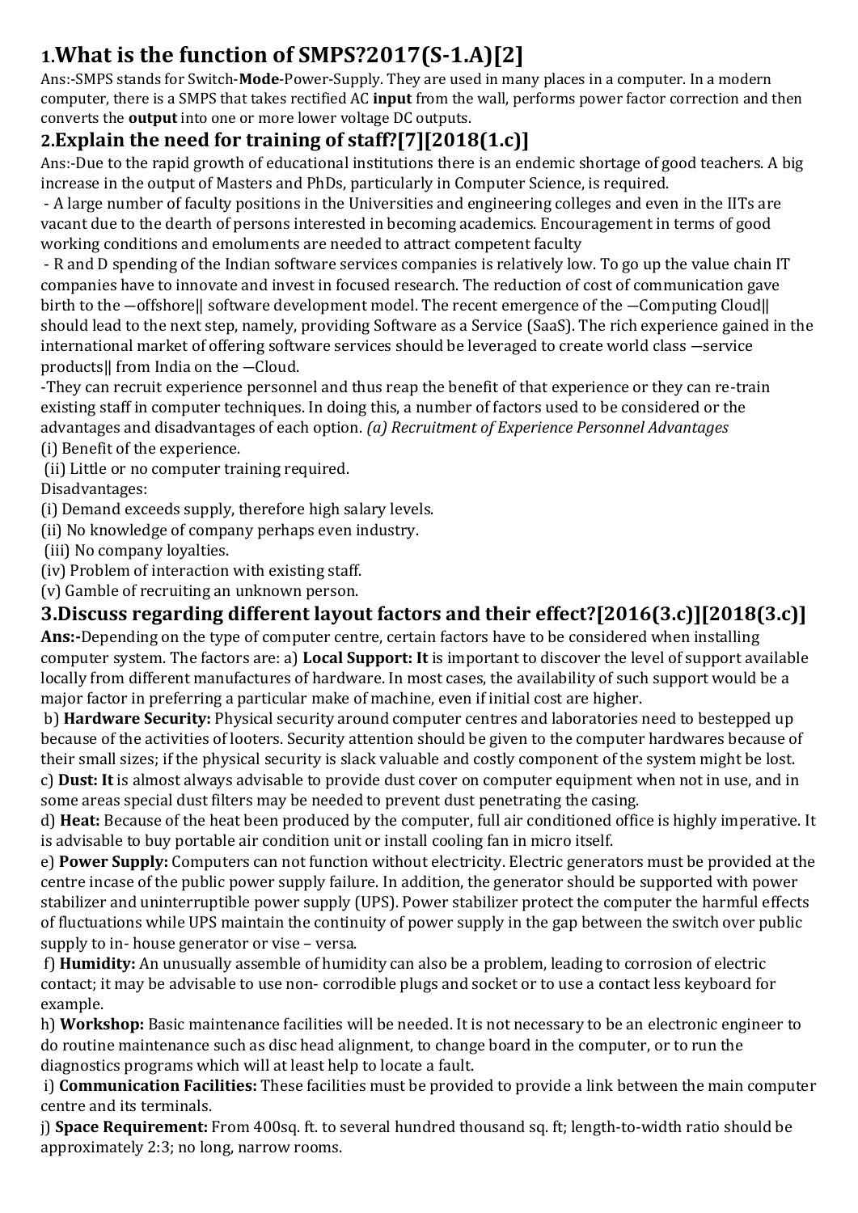## 1.What is the function of SMPS?2017(S-1.A)[2]

Ans:-SMPS stands for Switch-**Mode**-Power-Supply. They are used in many places in a computer. In a modern computer, there is a SMPS that takes rectified AC **input** from the wall, performs power factor correction and then converts the **output** into one or more lower voltage DC outputs.

## 2.Explain the need for training of staff?[7][2018(1.c)]

Ans:-Due to the rapid growth of educational institutions there is an endemic shortage of good teachers. A big increase in the output of Masters and PhDs, particularly in Computer Science, is required.

- A large number of faculty positions in the Universities and engineering colleges and even in the IITs are vacant due to the dearth of persons interested in becoming academics. Encouragement in terms of good working conditions and emoluments are needed to attract competent faculty

- R and D spending of the Indian software services companies is relatively low. To go up the value chain IT companies have to innovate and invest in focused research. The reduction of cost of communication gave birth to the ―offshore‖ software development model. The recent emergence of the ―Computing Cloud‖ should lead to the next step, namely, providing Software as a Service (SaaS). The rich experience gained in the international market of offering software services should be leveraged to create world class ―service products‖ from India on the ―Cloud.

-They can recruit experience personnel and thus reap the benefit of that experience or they can re-train existing staff in computer techniques. In doing this, a number of factors used to be considered or the advantages and disadvantages of each option. *(a) Recruitment of Experience Personnel Advantages*

(i) Benefit of the experience.

(ii) Little or no computer training required.

Disadvantages:

(i) Demand exceeds supply, therefore high salary levels.

(ii) No knowledge of company perhaps even industry.

(iii) No company loyalties.

(iv) Problem of interaction with existing staff.

(v) Gamble of recruiting an unknown person.

## 3.Discuss regarding different layout factors and their effect?[2016(3.c)][2018(3.c)]

**Ans:-**Depending on the type of computer centre, certain factors have to be considered when installing computer system. The factors are: a) **Local Support: It** is important to discover the level of support available locally from different manufactures of hardware. In most cases, the availability of such support would be a major factor in preferring a particular make of machine, even if initial cost are higher.

b) **Hardware Security:** Physical security around computer centres and laboratories need to bestepped up because of the activities of looters. Security attention should be given to the computer hardwares because of their small sizes; if the physical security is slack valuable and costly component of the system might be lost.

c) **Dust: It** is almost always advisable to provide dust cover on computer equipment when not in use, and in some areas special dust filters may be needed to prevent dust penetrating the casing.

d) **Heat:** Because of the heat been produced by the computer, full air conditioned office is highly imperative. It is advisable to buy portable air condition unit or install cooling fan in micro itself.

e) **Power Supply:** Computers can not function without electricity. Electric generators must be provided at the centre incase of the public power supply failure. In addition, the generator should be supported with power stabilizer and uninterruptible power supply (UPS). Power stabilizer protect the computer the harmful effects of fluctuations while UPS maintain the continuity of power supply in the gap between the switch over public supply to in- house generator or vise – versa.

f) **Humidity:** An unusually assemble of humidity can also be a problem, leading to corrosion of electric contact; it may be advisable to use non- corrodible plugs and socket or to use a contact less keyboard for example.

h) **Workshop:** Basic maintenance facilities will be needed. It is not necessary to be an electronic engineer to do routine maintenance such as disc head alignment, to change board in the computer, or to run the diagnostics programs which will at least help to locate a fault.

i) **Communication Facilities:** These facilities must be provided to provide a link between the main computer centre and its terminals.

j) **Space Requirement:** From 400sq. ft. to several hundred thousand sq. ft; length-to-width ratio should be approximately 2:3; no long, narrow rooms.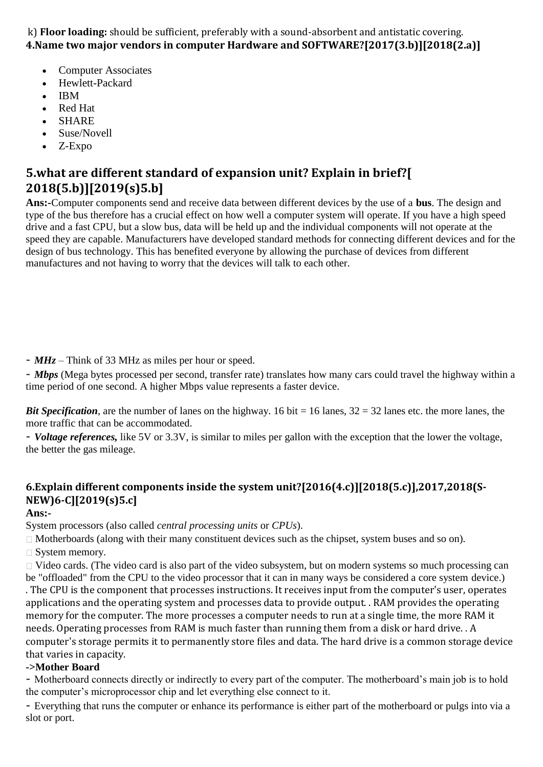k) **Floor loading:** should be sufficient, preferably with a sound-absorbent and antistatic covering.

**4.Name two major vendors in computer Hardware and SOFTWARE?[2017(3.b)][2018(2.a)]**

- Computer Associates
- Hewlett-Packard
- IBM
- Red Hat
- SHARE
- Suse/Novell
- Z-Expo

## 5.what are different standard of expansion unit? Explain in brief?[ 2018(5.b)][2019(s)5.b]

**Ans:-**Computer components send and receive data between different devices by the use of a **bus**. The design and type of the bus therefore has a crucial effect on how well a computer system will operate. If you have a high speed drive and a fast CPU, but a slow bus, data will be held up and the individual components will not operate at the speed they are capable. Manufacturers have developed standard methods for connecting different devices and for the design of bus technology. This has benefited everyone by allowing the purchase of devices from different manufactures and not having to worry that the devices will talk to each other.

- ***MHz*** – Think of 33 MHz as miles per hour or speed.
- ***Mbps*** (Mega bytes processed per second, transfer rate) translates how many cars could travel the highway within a time period of one second. A higher Mbps value represents a faster device.

***Bit Specification***, are the number of lanes on the highway. 16 bit = 16 lanes, 32 = 32 lanes etc. the more lanes, the more traffic that can be accommodated.

- ***Voltage references,*** like 5V or 3.3V, is similar to miles per gallon with the exception that the lower the voltage, the better the gas mileage.

### 6.Explain different components inside the system unit?[2016(4.c)][2018(5.c)],2017,2018(S-NEW)6-C][2019(s)5.c]

**Ans:-**

System processors (also called *central processing units* or *CPUs*).

- Motherboards (along with their many constituent devices such as the chipset, system buses and so on).
- System memory.
- Video cards. (The video card is also part of the video subsystem, but on modern systems so much processing can be "offloaded" from the CPU to the video processor that it can in many ways be considered a core system device.)

. The CPU is the component that processes instructions. It receives input from the computer's user, operates applications and the operating system and processes data to provide output. . RAM provides the operating memory for the computer. The more processes a computer needs to run at a single time, the more RAM it needs. Operating processes from RAM is much faster than running them from a disk or hard drive. . A computer's storage permits it to permanently store files and data. The hard drive is a common storage device that varies in capacity.

**->Mother Board**

- Motherboard connects directly or indirectly to every part of the computer. The motherboard's main job is to hold the computer's microprocessor chip and let everything else connect to it.
- Everything that runs the computer or enhance its performance is either part of the motherboard or pulgs into via a slot or port.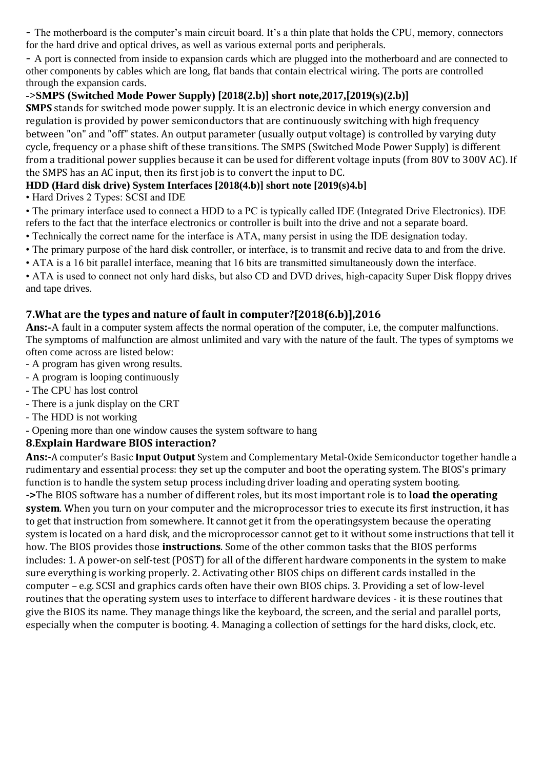- The motherboard is the computer's main circuit board. It's a thin plate that holds the CPU, memory, connectors for the hard drive and optical drives, as well as various external ports and peripherals.

- A port is connected from inside to expansion cards which are plugged into the motherboard and are connected to other components by cables which are long, flat bands that contain electrical wiring. The ports are controlled through the expansion cards.

**->SMPS (Switched Mode Power Supply) [2018(2.b)] short note,2017,[2019(s)(2.b)]**

**SMPS** stands for switched mode power supply. It is an electronic device in which energy conversion and regulation is provided by power semiconductors that are continuously switching with high frequency between "on" and "off" states. An output parameter (usually output voltage) is controlled by varying duty cycle, frequency or a phase shift of these transitions. The SMPS (Switched Mode Power Supply) is different from a traditional power supplies because it can be used for different voltage inputs (from 80V to 300V AC). If the SMPS has an AC input, then its first job is to convert the input to DC.

**HDD (Hard disk drive) System Interfaces [2018(4.b)] short note [2019(s)4.b]**

- Hard Drives 2 Types: SCSI and IDE
- The primary interface used to connect a HDD to a PC is typically called IDE (Integrated Drive Electronics). IDE refers to the fact that the interface electronics or controller is built into the drive and not a separate board.
- Technically the correct name for the interface is ATA, many persist in using the IDE designation today.
- The primary purpose of the hard disk controller, or interface, is to transmit and recive data to and from the drive.
- ATA is a 16 bit parallel interface, meaning that 16 bits are transmitted simultaneously down the interface.
- ATA is used to connect not only hard disks, but also CD and DVD drives, high-capacity Super Disk floppy drives and tape drives.

## 7.What are the types and nature of fault in computer?[2018(6.b)],2016

**Ans:-**A fault in a computer system affects the normal operation of the computer, i.e, the computer malfunctions. The symptoms of malfunction are almost unlimited and vary with the nature of the fault. The types of symptoms we often come across are listed below:

- A program has given wrong results.
- A program is looping continuously
- The CPU has lost control
- There is a junk display on the CRT
- The HDD is not working
- Opening more than one window causes the system software to hang

## 8.Explain Hardware BIOS interaction?

**Ans:-**A computer's Basic **Input Output** System and Complementary Metal-Oxide Semiconductor together handle a rudimentary and essential process: they set up the computer and boot the operating system. The BIOS's primary function is to handle the system setup process including driver loading and operating system booting.

**->**The BIOS software has a number of different roles, but its most important role is to **load the operating system**. When you turn on your computer and the microprocessor tries to execute its first instruction, it has to get that instruction from somewhere. It cannot get it from the operatingsystem because the operating system is located on a hard disk, and the microprocessor cannot get to it without some instructions that tell it how. The BIOS provides those **instructions**. Some of the other common tasks that the BIOS performs includes: 1. A power-on self-test (POST) for all of the different hardware components in the system to make sure everything is working properly. 2. Activating other BIOS chips on different cards installed in the computer – e.g. SCSI and graphics cards often have their own BIOS chips. 3. Providing a set of low-level routines that the operating system uses to interface to different hardware devices - it is these routines that give the BIOS its name. They manage things like the keyboard, the screen, and the serial and parallel ports, especially when the computer is booting. 4. Managing a collection of settings for the hard disks, clock, etc.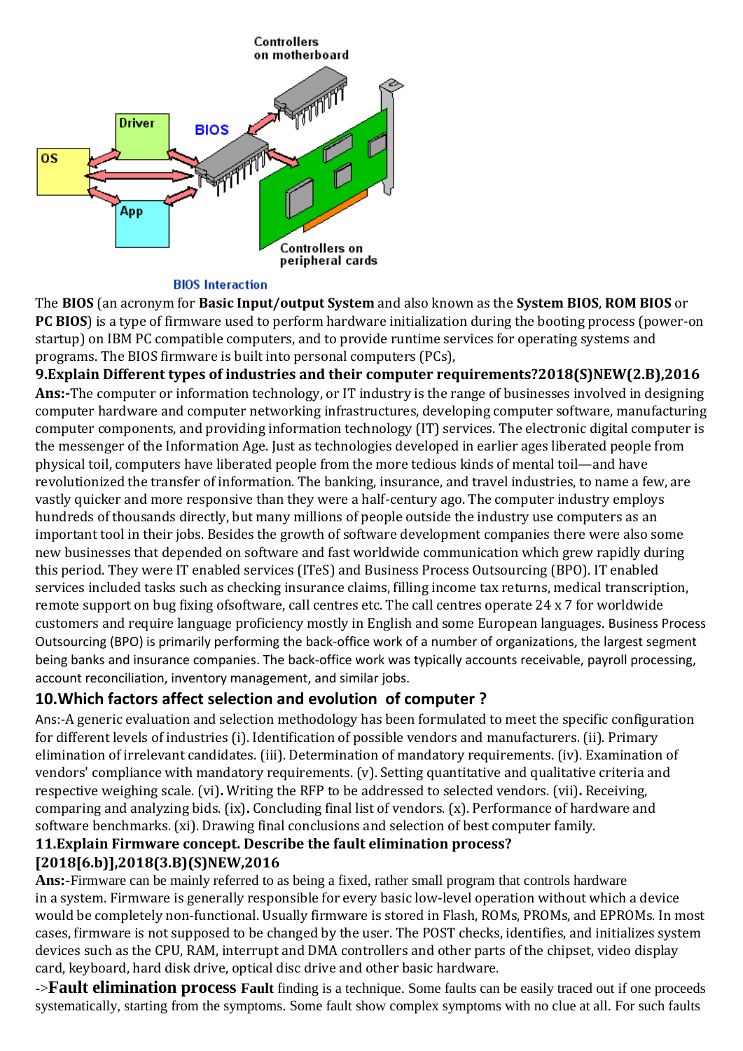BIOS Interaction

The **BIOS** (an acronym for **Basic Input/output System** and also known as the **System BIOS**, **ROM BIOS** or **PC BIOS**) is a type of firmware used to perform hardware initialization during the booting process (power-on startup) on IBM PC compatible computers, and to provide runtime services for operating systems and programs. The BIOS firmware is built into personal computers (PCs),

**9.Explain Different types of industries and their computer requirements?2018(S)NEW(2.B),2016**

**Ans:-**The computer or information technology, or IT industry is the range of businesses involved in designing computer hardware and computer networking infrastructures, developing computer software, manufacturing computer components, and providing information technology (IT) services. The electronic digital computer is the messenger of the Information Age. Just as technologies developed in earlier ages liberated people from physical toil, computers have liberated people from the more tedious kinds of mental toil—and have revolutionized the transfer of information. The banking, insurance, and travel industries, to name a few, are vastly quicker and more responsive than they were a half-century ago. The computer industry employs hundreds of thousands directly, but many millions of people outside the industry use computers as an important tool in their jobs. Besides the growth of software development companies there were also some new businesses that depended on software and fast worldwide communication which grew rapidly during this period. They were IT enabled services (ITeS) and Business Process Outsourcing (BPO). IT enabled services included tasks such as checking insurance claims, filling income tax returns, medical transcription, remote support on bug fixing ofsoftware, call centres etc. The call centres operate 24 x 7 for worldwide customers and require language proficiency mostly in English and some European languages. Business Process Outsourcing (BPO) is primarily performing the back-office work of a number of organizations, the largest segment being banks and insurance companies. The back-office work was typically accounts receivable, payroll processing, account reconciliation, inventory management, and similar jobs.

**10.Which factors affect selection and evolution of computer ?**

Ans:-A generic evaluation and selection methodology has been formulated to meet the specific configuration for different levels of industries (i). Identification of possible vendors and manufacturers. (ii). Primary elimination of irrelevant candidates. (iii). Determination of mandatory requirements. (iv). Examination of vendors' compliance with mandatory requirements. (v). Setting quantitative and qualitative criteria and respective weighing scale. (vi)**.** Writing the RFP to be addressed to selected vendors. (vii)**.** Receiving, comparing and analyzing bids. (ix)**.** Concluding final list of vendors. (x). Performance of hardware and software benchmarks. (xi). Drawing final conclusions and selection of best computer family.

**11.Explain Firmware concept. Describe the fault elimination process? [2018[6.b)],2018(3.B)(S)NEW,2016**

**Ans:-**Firmware can be mainly referred to as being a fixed, rather small program that controls hardware in a system. Firmware is generally responsible for every basic low-level operation without which a device would be completely non-functional. Usually firmware is stored in Flash, ROMs, PROMs, and EPROMs. In most cases, firmware is not supposed to be changed by the user. The POST checks, identifies, and initializes system devices such as the CPU, RAM, interrupt and DMA controllers and other parts of the chipset, video display card, keyboard, hard disk drive, optical disc drive and other basic hardware.

->**Fault elimination process** **Fault** finding is a technique. Some faults can be easily traced out if one proceeds systematically, starting from the symptoms. Some fault show complex symptoms with no clue at all. For such faults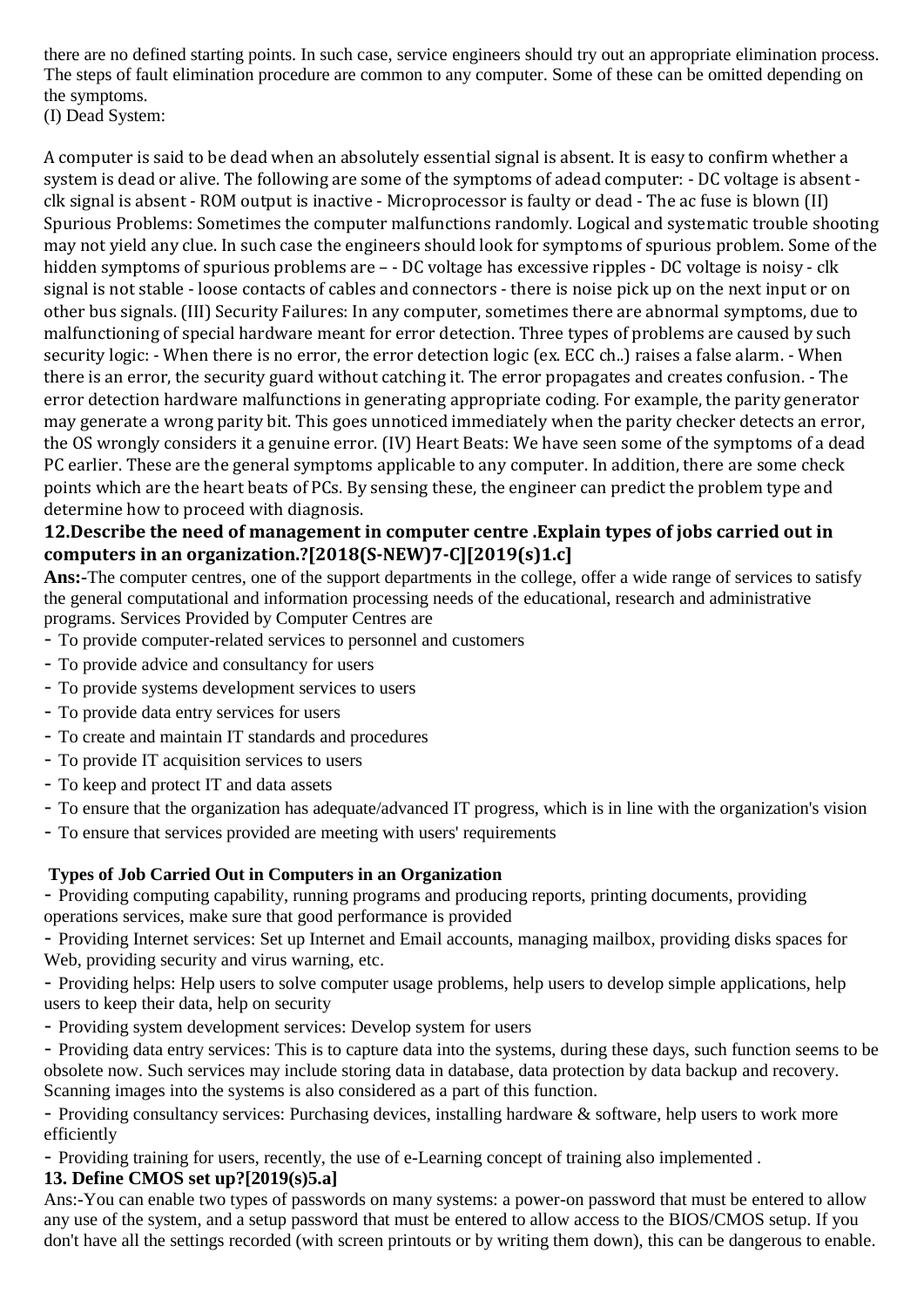there are no defined starting points. In such case, service engineers should try out an appropriate elimination process. The steps of fault elimination procedure are common to any computer. Some of these can be omitted depending on the symptoms.

(I) Dead System:

A computer is said to be dead when an absolutely essential signal is absent. It is easy to confirm whether a system is dead or alive. The following are some of the symptoms of adead computer: - DC voltage is absent - clk signal is absent - ROM output is inactive - Microprocessor is faulty or dead - The ac fuse is blown (II) Spurious Problems: Sometimes the computer malfunctions randomly. Logical and systematic trouble shooting may not yield any clue. In such case the engineers should look for symptoms of spurious problem. Some of the hidden symptoms of spurious problems are – - DC voltage has excessive ripples - DC voltage is noisy - clk signal is not stable - loose contacts of cables and connectors - there is noise pick up on the next input or on other bus signals. (III) Security Failures: In any computer, sometimes there are abnormal symptoms, due to malfunctioning of special hardware meant for error detection. Three types of problems are caused by such security logic: - When there is no error, the error detection logic (ex. ECC ch..) raises a false alarm. - When there is an error, the security guard without catching it. The error propagates and creates confusion. - The error detection hardware malfunctions in generating appropriate coding. For example, the parity generator may generate a wrong parity bit. This goes unnoticed immediately when the parity checker detects an error, the OS wrongly considers it a genuine error. (IV) Heart Beats: We have seen some of the symptoms of a dead PC earlier. These are the general symptoms applicable to any computer. In addition, there are some check points which are the heart beats of PCs. By sensing these, the engineer can predict the problem type and determine how to proceed with diagnosis.

### 12.Describe the need of management in computer centre .Explain types of jobs carried out in computers in an organization.?[2018(S-NEW)7-C][2019(s)1.c]

**Ans:-**The computer centres, one of the support departments in the college, offer a wide range of services to satisfy the general computational and information processing needs of the educational, research and administrative programs. Services Provided by Computer Centres are

- To provide computer-related services to personnel and customers
- To provide advice and consultancy for users
- To provide systems development services to users
- To provide data entry services for users
- To create and maintain IT standards and procedures
- To provide IT acquisition services to users
- To keep and protect IT and data assets
- To ensure that the organization has adequate/advanced IT progress, which is in line with the organization's vision
- To ensure that services provided are meeting with users' requirements

**Types of Job Carried Out in Computers in an Organization**

- Providing computing capability, running programs and producing reports, printing documents, providing operations services, make sure that good performance is provided
- Providing Internet services: Set up Internet and Email accounts, managing mailbox, providing disks spaces for Web, providing security and virus warning, etc.
- Providing helps: Help users to solve computer usage problems, help users to develop simple applications, help users to keep their data, help on security
- Providing system development services: Develop system for users
- Providing data entry services: This is to capture data into the systems, during these days, such function seems to be obsolete now. Such services may include storing data in database, data protection by data backup and recovery. Scanning images into the systems is also considered as a part of this function.
- Providing consultancy services: Purchasing devices, installing hardware & software, help users to work more efficiently
- Providing training for users, recently, the use of e-Learning concept of training also implemented .

### 13. Define CMOS set up?[2019(s)5.a]

Ans:-You can enable two types of passwords on many systems: a power-on password that must be entered to allow any use of the system, and a setup password that must be entered to allow access to the BIOS/CMOS setup. If you don't have all the settings recorded (with screen printouts or by writing them down), this can be dangerous to enable.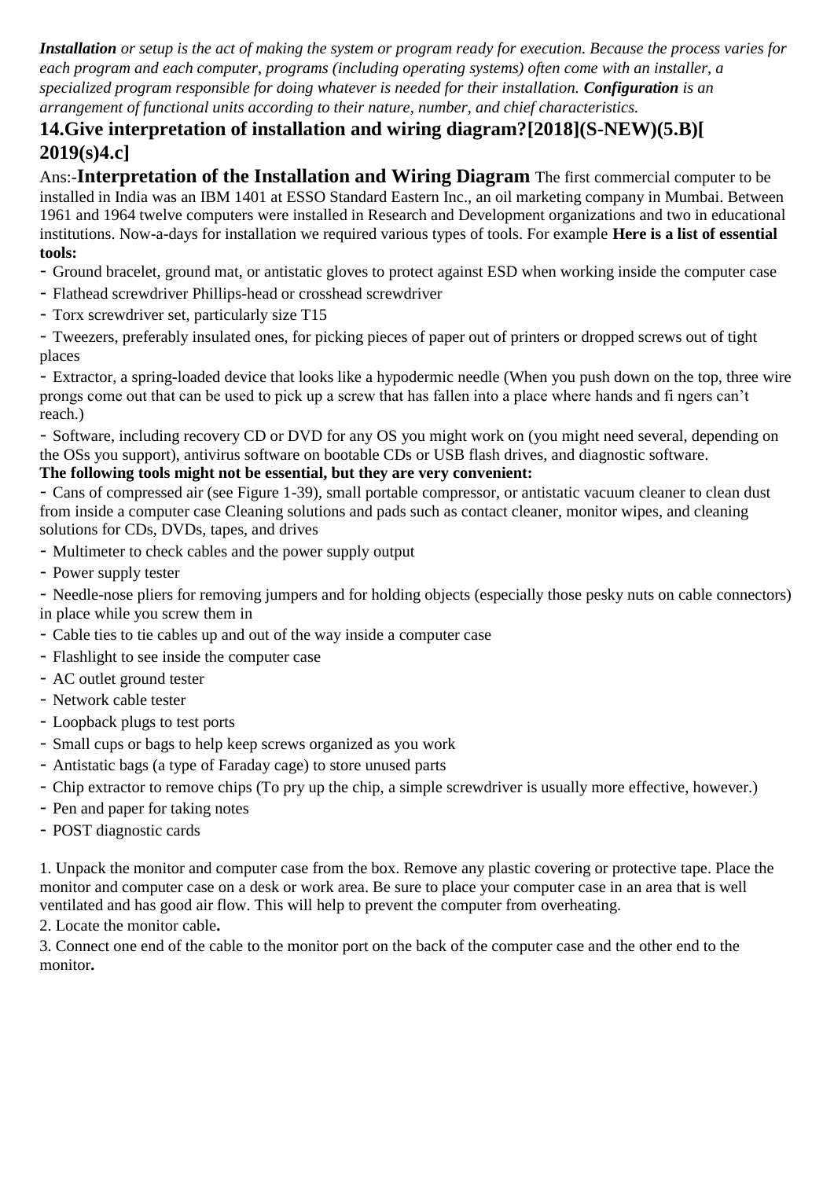***Installation** or setup is the act of making the system or program ready for execution. Because the process varies for each program and each computer, programs (including operating systems) often come with an installer, a specialized program responsible for doing whatever is needed for their installation. **Configuration** is an arrangement of functional units according to their nature, number, and chief characteristics.*

## 14.Give interpretation of installation and wiring diagram?[2018](S-NEW)(5.B)[ 2019(s)4.c]

Ans:-**Interpretation of the Installation and Wiring Diagram** The first commercial computer to be installed in India was an IBM 1401 at ESSO Standard Eastern Inc., an oil marketing company in Mumbai. Between 1961 and 1964 twelve computers were installed in Research and Development organizations and two in educational institutions. Now-a-days for installation we required various types of tools. For example **Here is a list of essential tools:**

- Ground bracelet, ground mat, or antistatic gloves to protect against ESD when working inside the computer case
- Flathead screwdriver Phillips-head or crosshead screwdriver
- Torx screwdriver set, particularly size T15
- Tweezers, preferably insulated ones, for picking pieces of paper out of printers or dropped screws out of tight places
- Extractor, a spring-loaded device that looks like a hypodermic needle (When you push down on the top, three wire prongs come out that can be used to pick up a screw that has fallen into a place where hands and fi ngers can't reach.)
- Software, including recovery CD or DVD for any OS you might work on (you might need several, depending on the OSs you support), antivirus software on bootable CDs or USB flash drives, and diagnostic software.

**The following tools might not be essential, but they are very convenient:**

- Cans of compressed air (see Figure 1-39), small portable compressor, or antistatic vacuum cleaner to clean dust from inside a computer case Cleaning solutions and pads such as contact cleaner, monitor wipes, and cleaning solutions for CDs, DVDs, tapes, and drives
- Multimeter to check cables and the power supply output
- Power supply tester
- Needle-nose pliers for removing jumpers and for holding objects (especially those pesky nuts on cable connectors) in place while you screw them in
- Cable ties to tie cables up and out of the way inside a computer case
- Flashlight to see inside the computer case
- AC outlet ground tester
- Network cable tester
- Loopback plugs to test ports
- Small cups or bags to help keep screws organized as you work
- Antistatic bags (a type of Faraday cage) to store unused parts
- Chip extractor to remove chips (To pry up the chip, a simple screwdriver is usually more effective, however.)
- Pen and paper for taking notes
- POST diagnostic cards

1. Unpack the monitor and computer case from the box. Remove any plastic covering or protective tape. Place the monitor and computer case on a desk or work area. Be sure to place your computer case in an area that is well ventilated and has good air flow. This will help to prevent the computer from overheating.
2. Locate the monitor cable**.**
3. Connect one end of the cable to the monitor port on the back of the computer case and the other end to the monitor**.**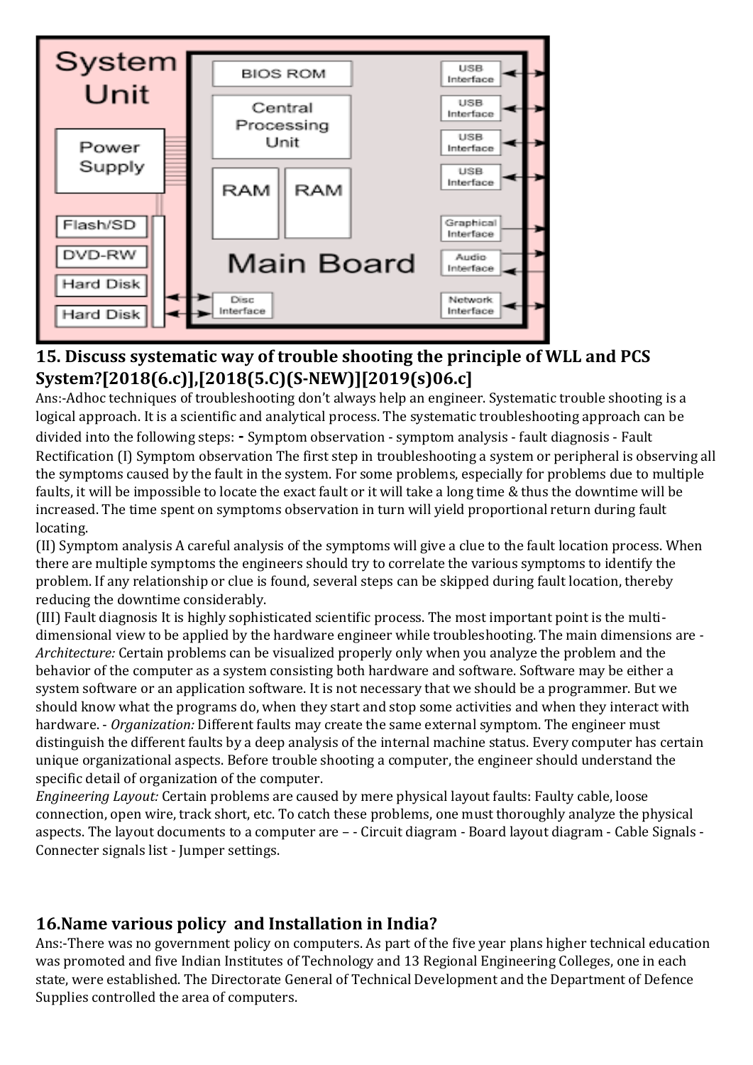## 15. Discuss systematic way of trouble shooting the principle of WLL and PCS System?[2018(6.c)],[2018(5.C)(S-NEW)][2019(s)06.c]

Ans:-Adhoc techniques of troubleshooting don't always help an engineer. Systematic trouble shooting is a logical approach. It is a scientific and analytical process. The systematic troubleshooting approach can be divided into the following steps: - Symptom observation - symptom analysis - fault diagnosis - Fault Rectification (I) Symptom observation The first step in troubleshooting a system or peripheral is observing all the symptoms caused by the fault in the system. For some problems, especially for problems due to multiple faults, it will be impossible to locate the exact fault or it will take a long time & thus the downtime will be increased. The time spent on symptoms observation in turn will yield proportional return during fault locating.

(II) Symptom analysis A careful analysis of the symptoms will give a clue to the fault location process. When there are multiple symptoms the engineers should try to correlate the various symptoms to identify the problem. If any relationship or clue is found, several steps can be skipped during fault location, thereby reducing the downtime considerably.

(III) Fault diagnosis It is highly sophisticated scientific process. The most important point is the multi-dimensional view to be applied by the hardware engineer while troubleshooting. The main dimensions are - *Architecture:* Certain problems can be visualized properly only when you analyze the problem and the behavior of the computer as a system consisting both hardware and software. Software may be either a system software or an application software. It is not necessary that we should be a programmer. But we should know what the programs do, when they start and stop some activities and when they interact with hardware. - *Organization:* Different faults may create the same external symptom. The engineer must distinguish the different faults by a deep analysis of the internal machine status. Every computer has certain unique organizational aspects. Before trouble shooting a computer, the engineer should understand the specific detail of organization of the computer.

*Engineering Layout:* Certain problems are caused by mere physical layout faults: Faulty cable, loose connection, open wire, track short, etc. To catch these problems, one must thoroughly analyze the physical aspects. The layout documents to a computer are – - Circuit diagram - Board layout diagram - Cable Signals - Connecter signals list - Jumper settings.

## 16.Name various policy and Installation in India?

Ans:-There was no government policy on computers. As part of the five year plans higher technical education was promoted and five Indian Institutes of Technology and 13 Regional Engineering Colleges, one in each state, were established. The Directorate General of Technical Development and the Department of Defence Supplies controlled the area of computers.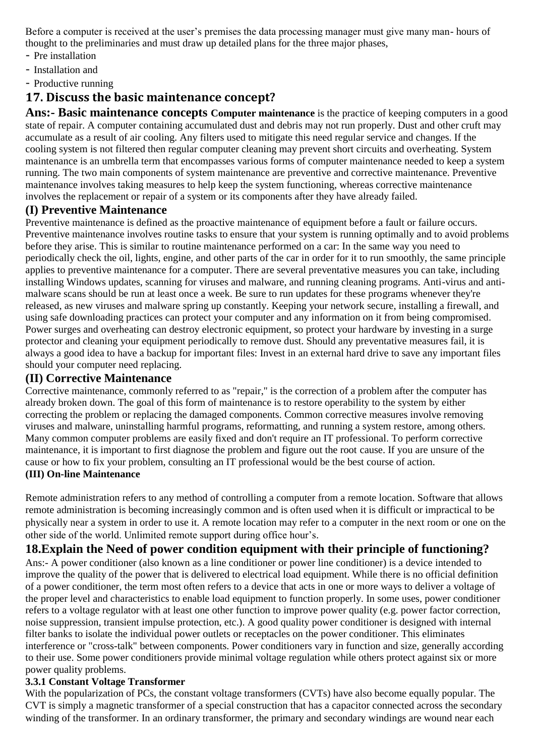Before a computer is received at the user's premises the data processing manager must give many man- hours of thought to the preliminaries and must draw up detailed plans for the three major phases,

- Pre installation
- Installation and
- Productive running

## 17. Discuss the basic maintenance concept?

**Ans:- Basic maintenance concepts Computer maintenance** is the practice of keeping computers in a good state of repair. A computer containing accumulated dust and debris may not run properly. Dust and other cruft may accumulate as a result of air cooling. Any filters used to mitigate this need regular service and changes. If the cooling system is not filtered then regular computer cleaning may prevent short circuits and overheating. System maintenance is an umbrella term that encompasses various forms of computer maintenance needed to keep a system running. The two main components of system maintenance are preventive and corrective maintenance. Preventive maintenance involves taking measures to help keep the system functioning, whereas corrective maintenance involves the replacement or repair of a system or its components after they have already failed.

### (I) Preventive Maintenance

Preventive maintenance is defined as the proactive maintenance of equipment before a fault or failure occurs. Preventive maintenance involves routine tasks to ensure that your system is running optimally and to avoid problems before they arise. This is similar to routine maintenance performed on a car: In the same way you need to periodically check the oil, lights, engine, and other parts of the car in order for it to run smoothly, the same principle applies to preventive maintenance for a computer. There are several preventative measures you can take, including installing Windows updates, scanning for viruses and malware, and running cleaning programs. Anti-virus and anti-malware scans should be run at least once a week. Be sure to run updates for these programs whenever they're released, as new viruses and malware spring up constantly. Keeping your network secure, installing a firewall, and using safe downloading practices can protect your computer and any information on it from being compromised. Power surges and overheating can destroy electronic equipment, so protect your hardware by investing in a surge protector and cleaning your equipment periodically to remove dust. Should any preventative measures fail, it is always a good idea to have a backup for important files: Invest in an external hard drive to save any important files should your computer need replacing.

### (II) Corrective Maintenance

Corrective maintenance, commonly referred to as "repair," is the correction of a problem after the computer has already broken down. The goal of this form of maintenance is to restore operability to the system by either correcting the problem or replacing the damaged components. Common corrective measures involve removing viruses and malware, uninstalling harmful programs, reformatting, and running a system restore, among others. Many common computer problems are easily fixed and don't require an IT professional. To perform corrective maintenance, it is important to first diagnose the problem and figure out the root cause. If you are unsure of the cause or how to fix your problem, consulting an IT professional would be the best course of action.

**(III) On-line Maintenance**

Remote administration refers to any method of controlling a computer from a remote location. Software that allows remote administration is becoming increasingly common and is often used when it is difficult or impractical to be physically near a system in order to use it. A remote location may refer to a computer in the next room or one on the other side of the world. Unlimited remote support during office hour's.

## 18.Explain the Need of power condition equipment with their principle of functioning?

Ans:- A power conditioner (also known as a line conditioner or power line conditioner) is a device intended to improve the quality of the power that is delivered to electrical load equipment. While there is no official definition of a power conditioner, the term most often refers to a device that acts in one or more ways to deliver a voltage of the proper level and characteristics to enable load equipment to function properly. In some uses, power conditioner refers to a voltage regulator with at least one other function to improve power quality (e.g. power factor correction, noise suppression, transient impulse protection, etc.). A good quality power conditioner is designed with internal filter banks to isolate the individual power outlets or receptacles on the power conditioner. This eliminates interference or "cross-talk" between components. Power conditioners vary in function and size, generally according to their use. Some power conditioners provide minimal voltage regulation while others protect against six or more power quality problems.

**3.3.1 Constant Voltage Transformer**

With the popularization of PCs, the constant voltage transformers (CVTs) have also become equally popular. The CVT is simply a magnetic transformer of a special construction that has a capacitor connected across the secondary winding of the transformer. In an ordinary transformer, the primary and secondary windings are wound near each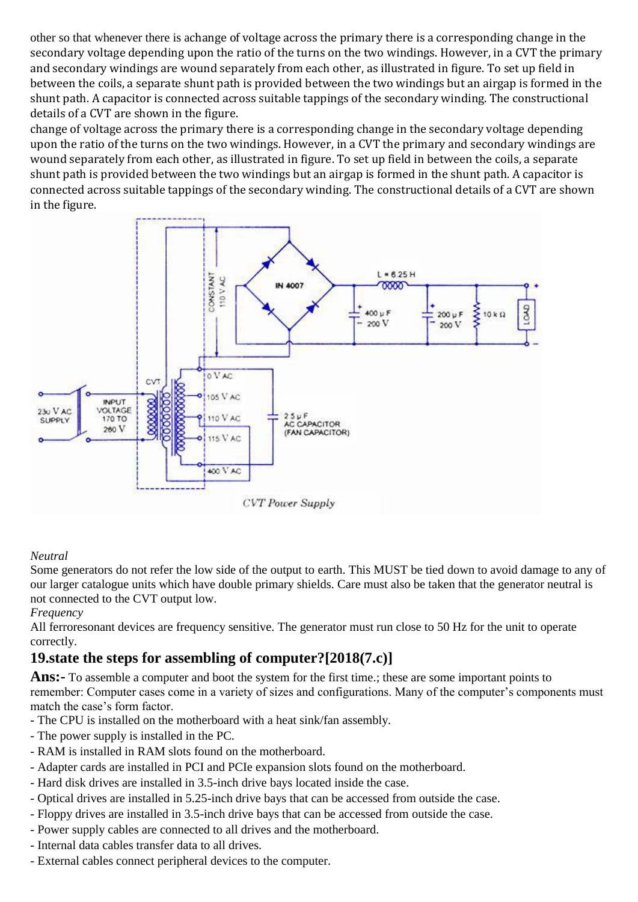other so that whenever there is achange of voltage across the primary there is a corresponding change in the secondary voltage depending upon the ratio of the turns on the two windings. However, in a CVT the primary and secondary windings are wound separately from each other, as illustrated in figure. To set up field in between the coils, a separate shunt path is provided between the two windings but an airgap is formed in the shunt path. A capacitor is connected across suitable tappings of the secondary winding. The constructional details of a CVT are shown in the figure.

change of voltage across the primary there is a corresponding change in the secondary voltage depending upon the ratio of the turns on the two windings. However, in a CVT the primary and secondary windings are wound separately from each other, as illustrated in figure. To set up field in between the coils, a separate shunt path is provided between the two windings but an airgap is formed in the shunt path. A capacitor is connected across suitable tappings of the secondary winding. The constructional details of a CVT are shown in the figure.

*CVT Power Supply*

*Neutral*

Some generators do not refer the low side of the output to earth. This MUST be tied down to avoid damage to any of our larger catalogue units which have double primary shields. Care must also be taken that the generator neutral is not connected to the CVT output low.

*Frequency*

All ferroresonant devices are frequency sensitive. The generator must run close to 50 Hz for the unit to operate correctly.

## 19.state the steps for assembling of computer?[2018(7.c)]

**Ans:-** To assemble a computer and boot the system for the first time.; these are some important points to remember: Computer cases come in a variety of sizes and configurations. Many of the computer's components must match the case's form factor.

- The CPU is installed on the motherboard with a heat sink/fan assembly.
- The power supply is installed in the PC.
- RAM is installed in RAM slots found on the motherboard.
- Adapter cards are installed in PCI and PCIe expansion slots found on the motherboard.
- Hard disk drives are installed in 3.5-inch drive bays located inside the case.
- Optical drives are installed in 5.25-inch drive bays that can be accessed from outside the case.
- Floppy drives are installed in 3.5-inch drive bays that can be accessed from outside the case.
- Power supply cables are connected to all drives and the motherboard.
- Internal data cables transfer data to all drives.
- External cables connect peripheral devices to the computer.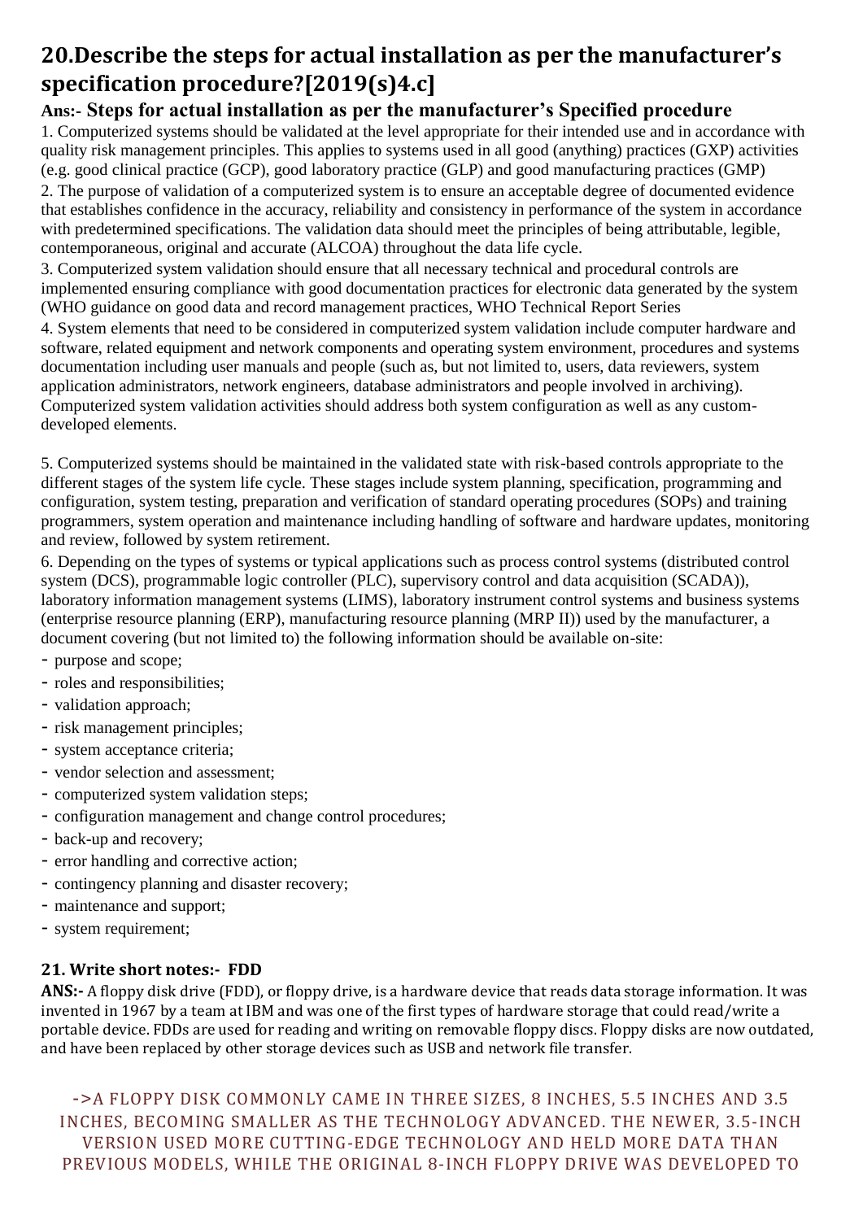## 20.Describe the steps for actual installation as per the manufacturer's specification procedure?[2019(s)4.c]

### Ans:- Steps for actual installation as per the manufacturer's Specified procedure

1. Computerized systems should be validated at the level appropriate for their intended use and in accordance with quality risk management principles. This applies to systems used in all good (anything) practices (GXP) activities (e.g. good clinical practice (GCP), good laboratory practice (GLP) and good manufacturing practices (GMP)
2. The purpose of validation of a computerized system is to ensure an acceptable degree of documented evidence that establishes confidence in the accuracy, reliability and consistency in performance of the system in accordance with predetermined specifications. The validation data should meet the principles of being attributable, legible, contemporaneous, original and accurate (ALCOA) throughout the data life cycle.
3. Computerized system validation should ensure that all necessary technical and procedural controls are implemented ensuring compliance with good documentation practices for electronic data generated by the system (WHO guidance on good data and record management practices, WHO Technical Report Series
4. System elements that need to be considered in computerized system validation include computer hardware and software, related equipment and network components and operating system environment, procedures and systems documentation including user manuals and people (such as, but not limited to, users, data reviewers, system application administrators, network engineers, database administrators and people involved in archiving). Computerized system validation activities should address both system configuration as well as any custom-developed elements.

5. Computerized systems should be maintained in the validated state with risk-based controls appropriate to the different stages of the system life cycle. These stages include system planning, specification, programming and configuration, system testing, preparation and verification of standard operating procedures (SOPs) and training programmers, system operation and maintenance including handling of software and hardware updates, monitoring and review, followed by system retirement.
6. Depending on the types of systems or typical applications such as process control systems (distributed control system (DCS), programmable logic controller (PLC), supervisory control and data acquisition (SCADA)), laboratory information management systems (LIMS), laboratory instrument control systems and business systems (enterprise resource planning (ERP), manufacturing resource planning (MRP II)) used by the manufacturer, a document covering (but not limited to) the following information should be available on-site:

- purpose and scope;
- roles and responsibilities;
- validation approach;
- risk management principles;
- system acceptance criteria;
- vendor selection and assessment;
- computerized system validation steps;
- configuration management and change control procedures;
- back-up and recovery;
- error handling and corrective action;
- contingency planning and disaster recovery;
- maintenance and support;
- system requirement;

## 21. Write short notes:- FDD

**ANS:-** A floppy disk drive (FDD), or floppy drive, is a hardware device that reads data storage information. It was invented in 1967 by a team at IBM and was one of the first types of hardware storage that could read/write a portable device. FDDs are used for reading and writing on removable floppy discs. Floppy disks are now outdated, and have been replaced by other storage devices such as USB and network file transfer.

->A FLOPPY DISK COMMONLY CAME IN THREE SIZES, 8 INCHES, 5.5 INCHES AND 3.5 INCHES, BECOMING SMALLER AS THE TECHNOLOGY ADVANCED. THE NEWER, 3.5-INCH VERSION USED MORE CUTTING-EDGE TECHNOLOGY AND HELD MORE DATA THAN PREVIOUS MODELS, WHILE THE ORIGINAL 8-INCH FLOPPY DRIVE WAS DEVELOPED TO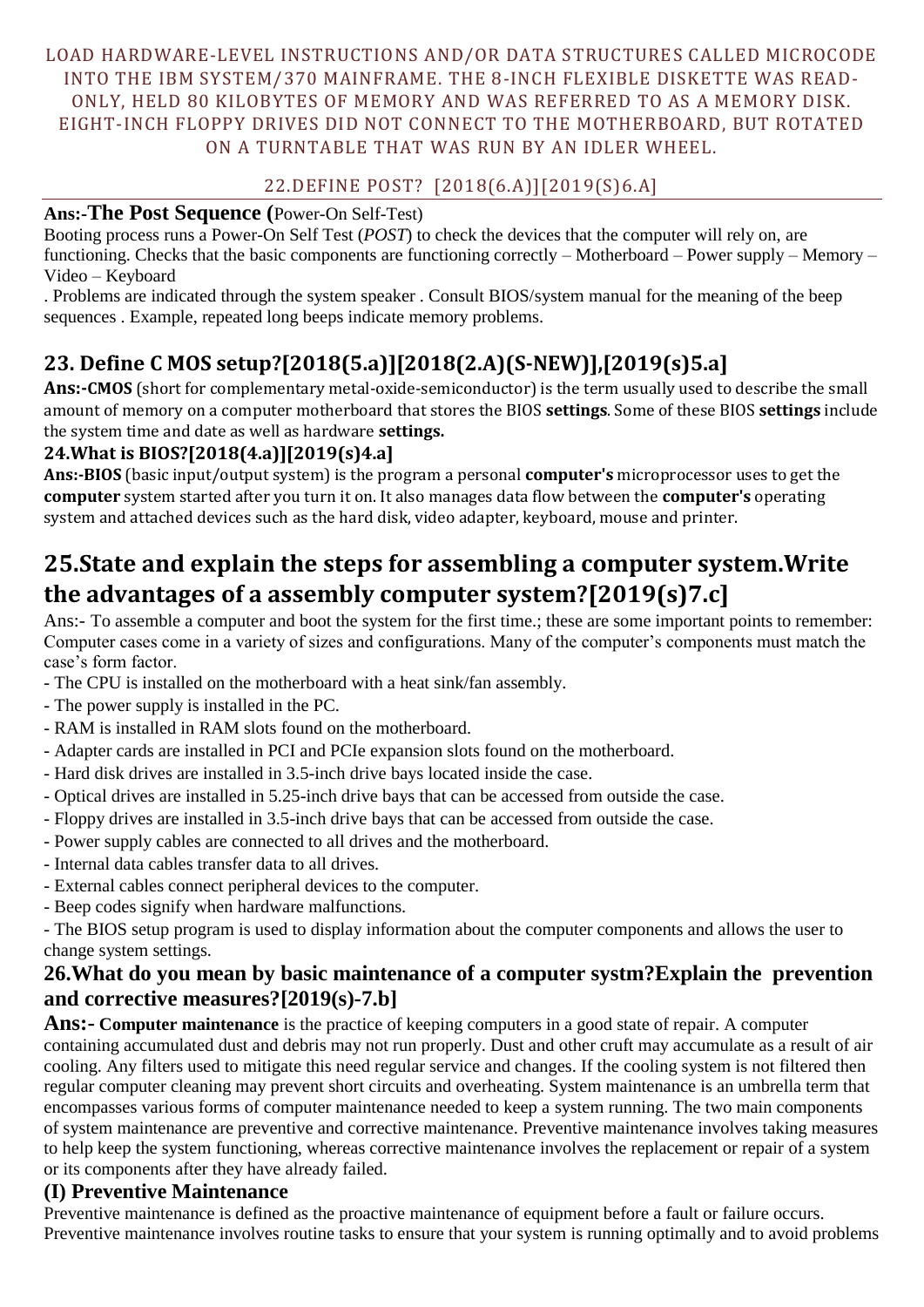LOAD HARDWARE-LEVEL INSTRUCTIONS AND/OR DATA STRUCTURES CALLED MICROCODE INTO THE IBM SYSTEM/370 MAINFRAME. THE 8-INCH FLEXIBLE DISKETTE WAS READ-ONLY, HELD 80 KILOBYTES OF MEMORY AND WAS REFERRED TO AS A MEMORY DISK. EIGHT-INCH FLOPPY DRIVES DID NOT CONNECT TO THE MOTHERBOARD, BUT ROTATED ON A TURNTABLE THAT WAS RUN BY AN IDLER WHEEL.

## 22.DEFINE POST? [2018(6.A)][2019(S)6.A]

**Ans:-The Post Sequence (**Power-On Self-Test)

Booting process runs a Power-On Self Test (*POST*) to check the devices that the computer will rely on, are functioning. Checks that the basic components are functioning correctly – Motherboard – Power supply – Memory – Video – Keyboard

. Problems are indicated through the system speaker . Consult BIOS/system manual for the meaning of the beep sequences . Example, repeated long beeps indicate memory problems.

## 23. Define C MOS setup?[2018(5.a)][2018(2.A)(S-NEW)],[2019(s)5.a]

**Ans:-CMOS** (short for complementary metal-oxide-semiconductor) is the term usually used to describe the small amount of memory on a computer motherboard that stores the BIOS **settings**. Some of these BIOS **settings** include the system time and date as well as hardware **settings.**

### 24.What is BIOS?[2018(4.a)][2019(s)4.a]

**Ans:-BIOS** (basic input/output system) is the program a personal **computer's** microprocessor uses to get the **computer** system started after you turn it on. It also manages data flow between the **computer's** operating system and attached devices such as the hard disk, video adapter, keyboard, mouse and printer.

## 25.State and explain the steps for assembling a computer system.Write the advantages of a assembly computer system?[2019(s)7.c]

Ans:- To assemble a computer and boot the system for the first time.; these are some important points to remember: Computer cases come in a variety of sizes and configurations. Many of the computer's components must match the case's form factor.

- The CPU is installed on the motherboard with a heat sink/fan assembly.
- The power supply is installed in the PC.
- RAM is installed in RAM slots found on the motherboard.
- Adapter cards are installed in PCI and PCIe expansion slots found on the motherboard.
- Hard disk drives are installed in 3.5-inch drive bays located inside the case.
- Optical drives are installed in 5.25-inch drive bays that can be accessed from outside the case.
- Floppy drives are installed in 3.5-inch drive bays that can be accessed from outside the case.
- Power supply cables are connected to all drives and the motherboard.
- Internal data cables transfer data to all drives.
- External cables connect peripheral devices to the computer.
- Beep codes signify when hardware malfunctions.
- The BIOS setup program is used to display information about the computer components and allows the user to change system settings.

### 26.What do you mean by basic maintenance of a computer systm?Explain the prevention and corrective measures?[2019(s)-7.b]

**Ans:- Computer maintenance** is the practice of keeping computers in a good state of repair. A computer containing accumulated dust and debris may not run properly. Dust and other cruft may accumulate as a result of air cooling. Any filters used to mitigate this need regular service and changes. If the cooling system is not filtered then regular computer cleaning may prevent short circuits and overheating. System maintenance is an umbrella term that encompasses various forms of computer maintenance needed to keep a system running. The two main components of system maintenance are preventive and corrective maintenance. Preventive maintenance involves taking measures to help keep the system functioning, whereas corrective maintenance involves the replacement or repair of a system or its components after they have already failed.

### (I) Preventive Maintenance

Preventive maintenance is defined as the proactive maintenance of equipment before a fault or failure occurs. Preventive maintenance involves routine tasks to ensure that your system is running optimally and to avoid problems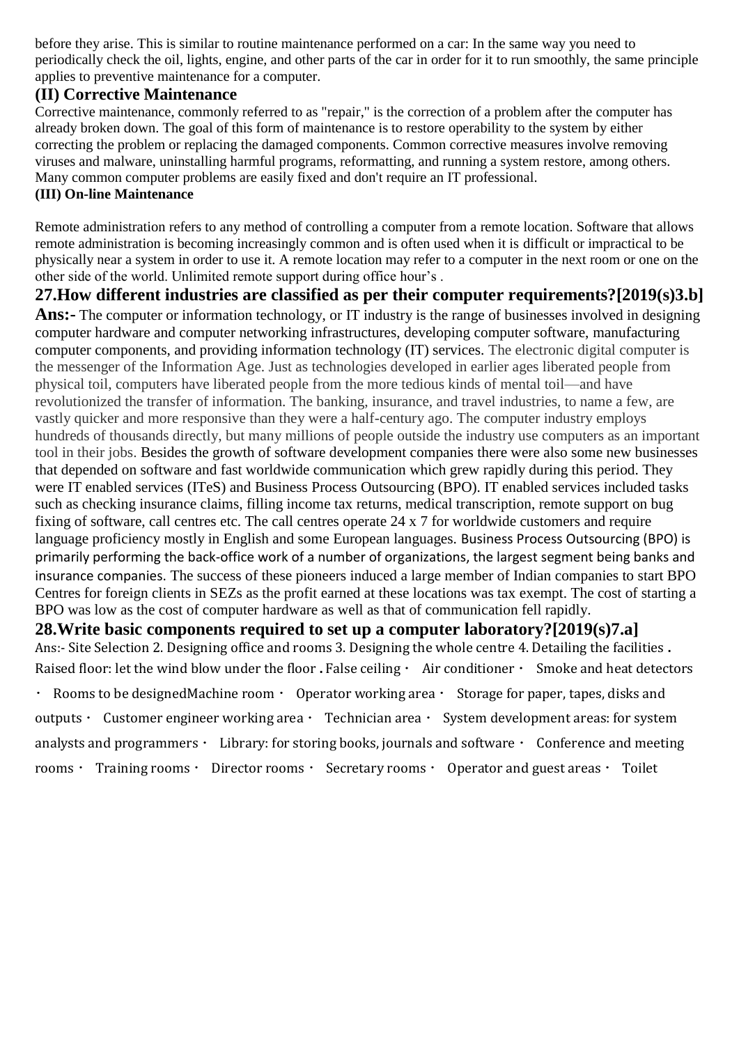before they arise. This is similar to routine maintenance performed on a car: In the same way you need to periodically check the oil, lights, engine, and other parts of the car in order for it to run smoothly, the same principle applies to preventive maintenance for a computer.

### (II) Corrective Maintenance

Corrective maintenance, commonly referred to as "repair," is the correction of a problem after the computer has already broken down. The goal of this form of maintenance is to restore operability to the system by either correcting the problem or replacing the damaged components. Common corrective measures involve removing viruses and malware, uninstalling harmful programs, reformatting, and running a system restore, among others. Many common computer problems are easily fixed and don't require an IT professional.

**(III) On-line Maintenance**

Remote administration refers to any method of controlling a computer from a remote location. Software that allows remote administration is becoming increasingly common and is often used when it is difficult or impractical to be physically near a system in order to use it. A remote location may refer to a computer in the next room or one on the other side of the world. Unlimited remote support during office hour's .

## 27.How different industries are classified as per their computer requirements?[2019(s)3.b]

**Ans:-** The computer or information technology, or IT industry is the range of businesses involved in designing computer hardware and computer networking infrastructures, developing computer software, manufacturing computer components, and providing information technology (IT) services. The electronic digital computer is the messenger of the Information Age. Just as technologies developed in earlier ages liberated people from physical toil, computers have liberated people from the more tedious kinds of mental toil—and have revolutionized the transfer of information. The banking, insurance, and travel industries, to name a few, are vastly quicker and more responsive than they were a half-century ago. The computer industry employs hundreds of thousands directly, but many millions of people outside the industry use computers as an important tool in their jobs. Besides the growth of software development companies there were also some new businesses that depended on software and fast worldwide communication which grew rapidly during this period. They were IT enabled services (ITeS) and Business Process Outsourcing (BPO). IT enabled services included tasks such as checking insurance claims, filling income tax returns, medical transcription, remote support on bug fixing of software, call centres etc. The call centres operate 24 x 7 for worldwide customers and require language proficiency mostly in English and some European languages. Business Process Outsourcing (BPO) is primarily performing the back-office work of a number of organizations, the largest segment being banks and insurance companies. The success of these pioneers induced a large member of Indian companies to start BPO Centres for foreign clients in SEZs as the profit earned at these locations was tax exempt. The cost of starting a BPO was low as the cost of computer hardware as well as that of communication fell rapidly.

## 28.Write basic components required to set up a computer laboratory?[2019(s)7.a]

Ans:- Site Selection 2. Designing office and rooms 3. Designing the whole centre 4. Detailing the facilities . Raised floor: let the wind blow under the floor . False ceiling · Air conditioner · Smoke and heat detectors · Rooms to be designedMachine room · Operator working area · Storage for paper, tapes, disks and outputs · Customer engineer working area · Technician area · System development areas: for system analysts and programmers · Library: for storing books, journals and software · Conference and meeting rooms · Training rooms · Director rooms · Secretary rooms · Operator and guest areas · Toilet